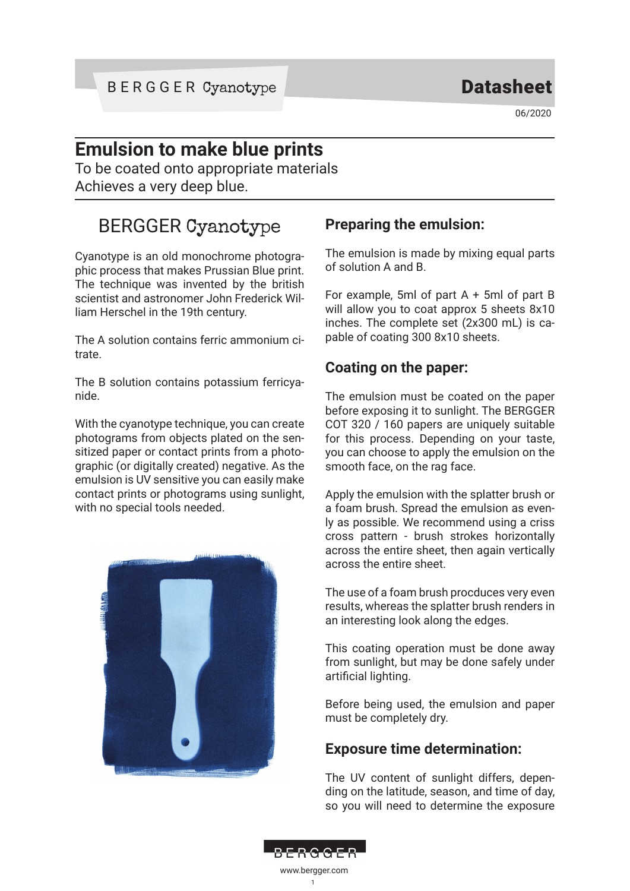BERGGER Cyanotype

# Datasheet

06/2020

# Emulsion to make blue prints

To be coated onto appropriate materials
Achieves a very deep blue.

## BERGGER Cyanotype

Cyanotype is an old monochrome photographic process that makes Prussian Blue print. The technique was invented by the british scientist and astronomer John Frederick William Herschel in the 19th century.

The A solution contains ferric ammonium citrate.

The B solution contains potassium ferricyanide.

With the cyanotype technique, you can create photograms from objects plated on the sensitized paper or contact prints from a photographic (or digitally created) negative. As the emulsion is UV sensitive you can easily make contact prints or photograms using sunlight, with no special tools needed.

## Preparing the emulsion:

The emulsion is made by mixing equal parts of solution A and B.

For example, 5ml of part A + 5ml of part B will allow you to coat approx 5 sheets 8x10 inches. The complete set (2x300 mL) is capable of coating 300 8x10 sheets.

## Coating on the paper:

The emulsion must be coated on the paper before exposing it to sunlight. The BERGGER COT 320 / 160 papers are uniquely suitable for this process. Depending on your taste, you can choose to apply the emulsion on the smooth face, on the rag face.

Apply the emulsion with the splatter brush or a foam brush. Spread the emulsion as evenly as possible. We recommend using a criss cross pattern - brush strokes horizontally across the entire sheet, then again vertically across the entire sheet.

The use of a foam brush procduces very even results, whereas the splatter brush renders in an interesting look along the edges.

This coating operation must be done away from sunlight, but may be done safely under artificial lighting.

Before being used, the emulsion and paper must be completely dry.

## Exposure time determination:

The UV content of sunlight differs, depending on the latitude, season, and time of day, so you will need to determine the exposure

BERGGER
www.bergger.com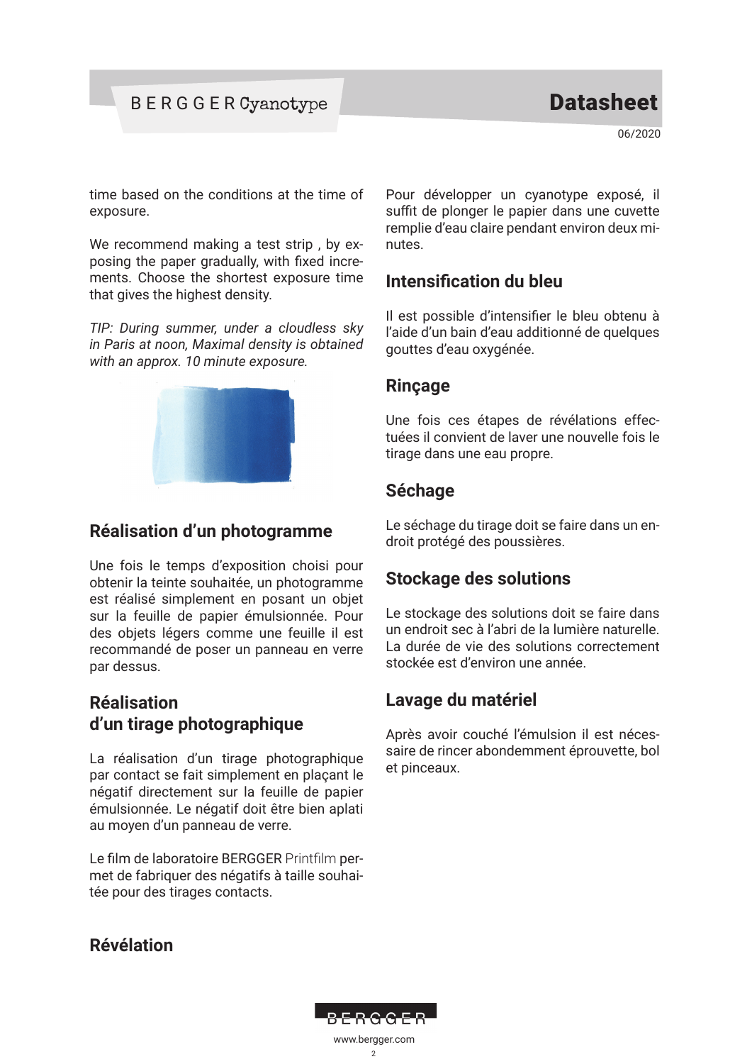time based on the conditions at the time of exposure.

We recommend making a test strip , by exposing the paper gradually, with fixed increments. Choose the shortest exposure time that gives the highest density.

*TIP: During summer, under a cloudless sky in Paris at noon, Maximal density is obtained with an approx. 10 minute exposure.*

## Réalisation d'un photogramme

Une fois le temps d'exposition choisi pour obtenir la teinte souhaitée, un photogramme est réalisé simplement en posant un objet sur la feuille de papier émulsionnée. Pour des objets légers comme une feuille il est recommandé de poser un panneau en verre par dessus.

## Réalisation d'un tirage photographique

La réalisation d'un tirage photographique par contact se fait simplement en plaçant le négatif directement sur la feuille de papier émulsionnée. Le négatif doit être bien aplati au moyen d'un panneau de verre.

Le film de laboratoire BERGGER Printfilm permet de fabriquer des négatifs à taille souhaitée pour des tirages contacts.

## Révélation

Pour développer un cyanotype exposé, il suffit de plonger le papier dans une cuvette remplie d'eau claire pendant environ deux minutes.

## Intensification du bleu

Il est possible d'intensifier le bleu obtenu à l'aide d'un bain d'eau additionné de quelques gouttes d'eau oxygénée.

## Rinçage

Une fois ces étapes de révélations effectuées il convient de laver une nouvelle fois le tirage dans une eau propre.

## Séchage

Le séchage du tirage doit se faire dans un endroit protégé des poussières.

## Stockage des solutions

Le stockage des solutions doit se faire dans un endroit sec à l'abri de la lumière naturelle. La durée de vie des solutions correctement stockée est d'environ une année.

## Lavage du matériel

Après avoir couché l'émulsion il est nécessaire de rincer abondemment éprouvette, bol et pinceaux.

www.bergger.com